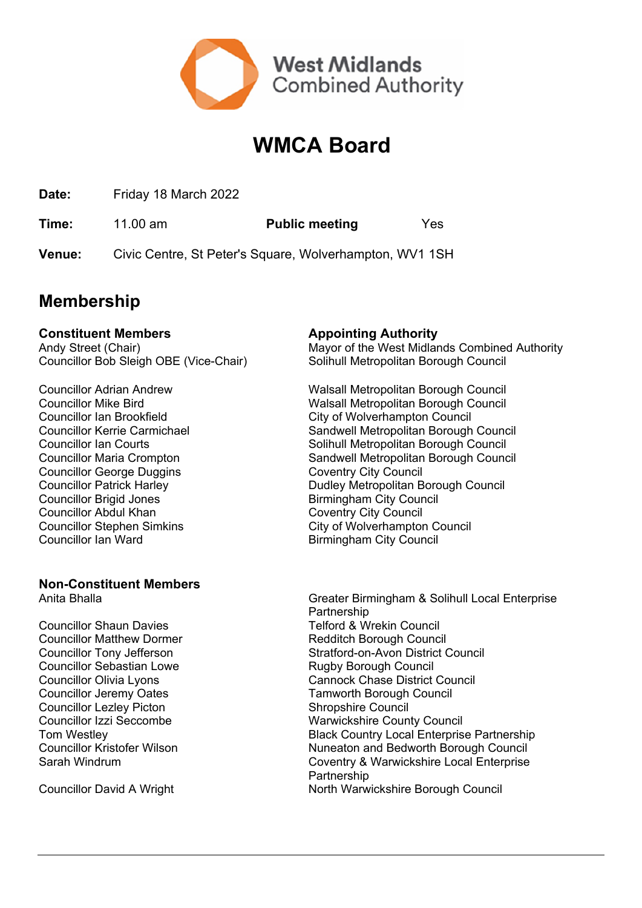West Midlands Combined Authority

# WMCA Board

| | | | |
|---|---|---|---|
| **Date:** | Friday 18 March 2022 | | |
| **Time:** | 11.00 am | **Public meeting** | Yes |
| **Venue:** | Civic Centre, St Peter's Square, Wolverhampton, WV1 1SH | | |

## Membership

| **Constituent Members** | **Appointing Authority** |
|---|---|
| Andy Street (Chair) | Mayor of the West Midlands Combined Authority |
| Councillor Bob Sleigh OBE (Vice-Chair) | Solihull Metropolitan Borough Council |
| Councillor Adrian Andrew | Walsall Metropolitan Borough Council |
| Councillor Mike Bird | Walsall Metropolitan Borough Council |
| Councillor Ian Brookfield | City of Wolverhampton Council |
| Councillor Kerrie Carmichael | Sandwell Metropolitan Borough Council |
| Councillor Ian Courts | Solihull Metropolitan Borough Council |
| Councillor Maria Crompton | Sandwell Metropolitan Borough Council |
| Councillor George Duggins | Coventry City Council |
| Councillor Patrick Harley | Dudley Metropolitan Borough Council |
| Councillor Brigid Jones | Birmingham City Council |
| Councillor Abdul Khan | Coventry City Council |
| Councillor Stephen Simkins | City of Wolverhampton Council |
| Councillor Ian Ward | Birmingham City Council |

| **Non-Constituent Members** | |
|---|---|
| Anita Bhalla | Greater Birmingham & Solihull Local Enterprise Partnership |
| Councillor Shaun Davies | Telford & Wrekin Council |
| Councillor Matthew Dormer | Redditch Borough Council |
| Councillor Tony Jefferson | Stratford-on-Avon District Council |
| Councillor Sebastian Lowe | Rugby Borough Council |
| Councillor Olivia Lyons | Cannock Chase District Council |
| Councillor Jeremy Oates | Tamworth Borough Council |
| Councillor Lezley Picton | Shropshire Council |
| Councillor Izzi Seccombe | Warwickshire County Council |
| Tom Westley | Black Country Local Enterprise Partnership |
| Councillor Kristofer Wilson | Nuneaton and Bedworth Borough Council |
| Sarah Windrum | Coventry & Warwickshire Local Enterprise Partnership |
| Councillor David A Wright | North Warwickshire Borough Council |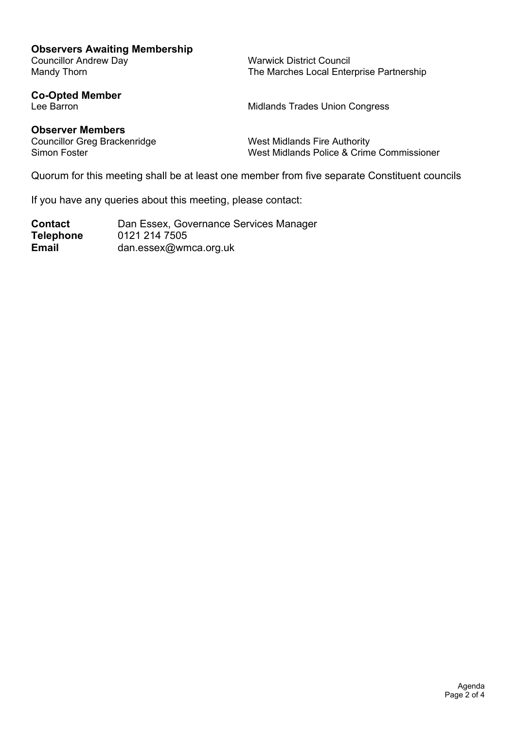**Observers Awaiting Membership**

| | |
|---|---|
| Councillor Andrew Day | Warwick District Council |
| Mandy Thorn | The Marches Local Enterprise Partnership |

**Co-Opted Member**

| | |
|---|---|
| Lee Barron | Midlands Trades Union Congress |

**Observer Members**

| | |
|---|---|
| Councillor Greg Brackenridge | West Midlands Fire Authority |
| Simon Foster | West Midlands Police & Crime Commissioner |

Quorum for this meeting shall be at least one member from five separate Constituent councils

If you have any queries about this meeting, please contact:

| | |
|---|---|
| **Contact** | Dan Essex, Governance Services Manager |
| **Telephone** | 0121 214 7505 |
| **Email** | dan.essex@wmca.org.uk |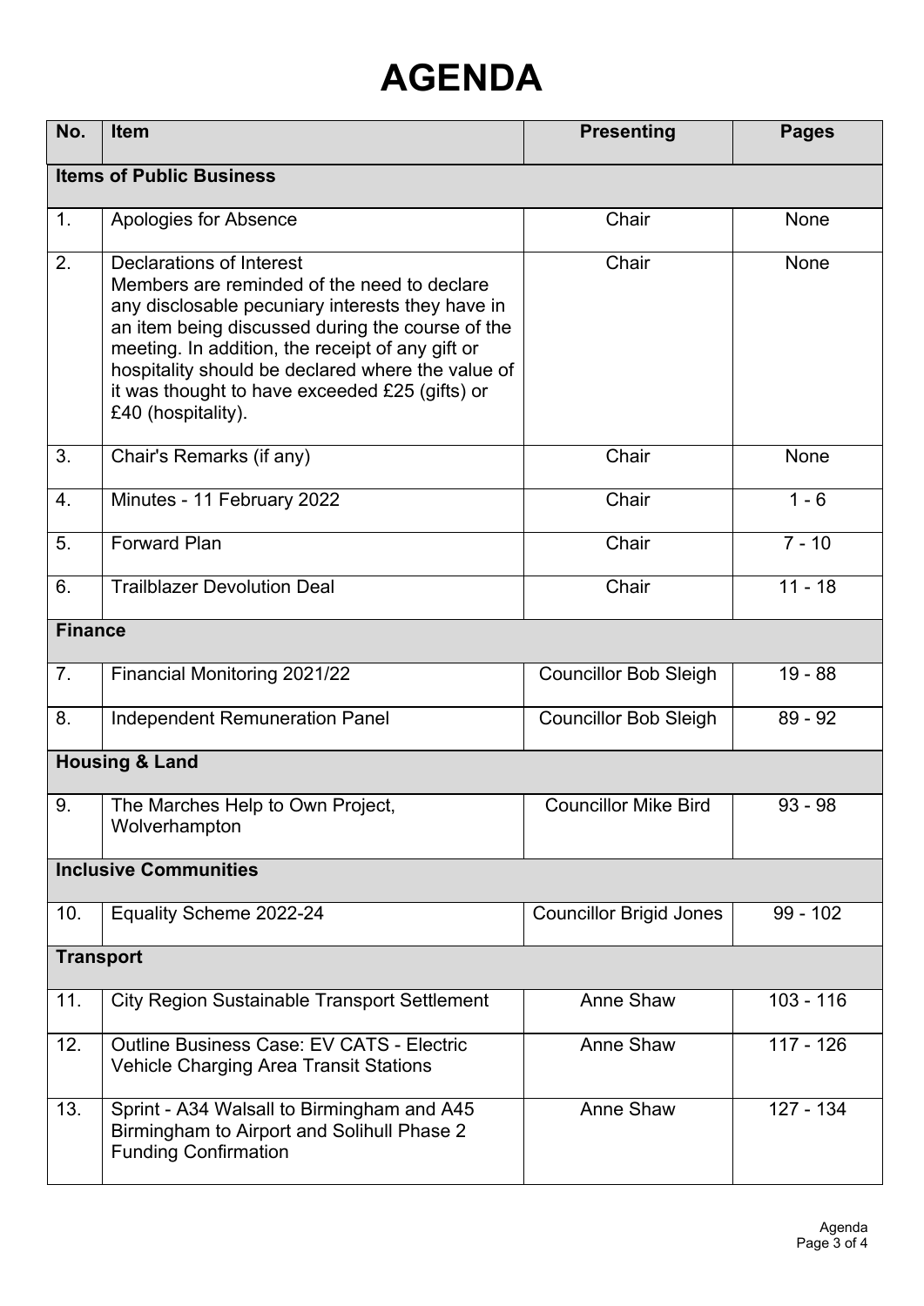# AGENDA

| No. | Item | Presenting | Pages |
|---|---|---|---|
| **Items of Public Business** | | | |
| 1. | Apologies for Absence | Chair | None |
| 2. | Declarations of Interest<br>Members are reminded of the need to declare any disclosable pecuniary interests they have in an item being discussed during the course of the meeting. In addition, the receipt of any gift or hospitality should be declared where the value of it was thought to have exceeded £25 (gifts) or £40 (hospitality). | Chair | None |
| 3. | Chair's Remarks (if any) | Chair | None |
| 4. | Minutes - 11 February 2022 | Chair | 1 - 6 |
| 5. | Forward Plan | Chair | 7 - 10 |
| 6. | Trailblazer Devolution Deal | Chair | 11 - 18 |
| **Finance** | | | |
| 7. | Financial Monitoring 2021/22 | Councillor Bob Sleigh | 19 - 88 |
| 8. | Independent Remuneration Panel | Councillor Bob Sleigh | 89 - 92 |
| **Housing & Land** | | | |
| 9. | The Marches Help to Own Project, Wolverhampton | Councillor Mike Bird | 93 - 98 |
| **Inclusive Communities** | | | |
| 10. | Equality Scheme 2022-24 | Councillor Brigid Jones | 99 - 102 |
| **Transport** | | | |
| 11. | City Region Sustainable Transport Settlement | Anne Shaw | 103 - 116 |
| 12. | Outline Business Case: EV CATS - Electric Vehicle Charging Area Transit Stations | Anne Shaw | 117 - 126 |
| 13. | Sprint - A34 Walsall to Birmingham and A45 Birmingham to Airport and Solihull Phase 2 Funding Confirmation | Anne Shaw | 127 - 134 |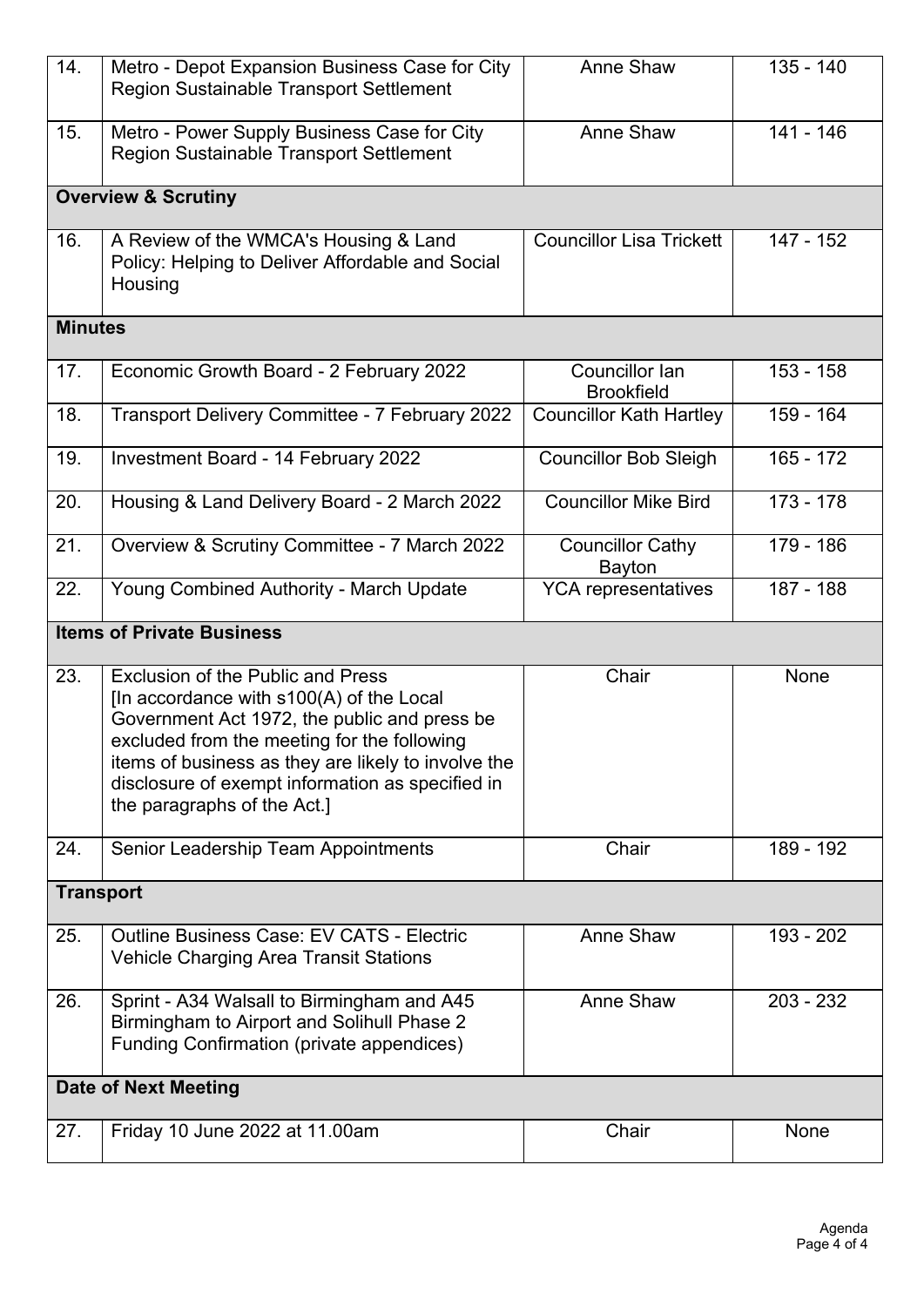| | | | |
|---|---|---|---|
| 14. | Metro - Depot Expansion Business Case for City Region Sustainable Transport Settlement | Anne Shaw | 135 - 140 |
| 15. | Metro - Power Supply Business Case for City Region Sustainable Transport Settlement | Anne Shaw | 141 - 146 |
| **Overview & Scrutiny** | | | |
| 16. | A Review of the WMCA's Housing & Land Policy: Helping to Deliver Affordable and Social Housing | Councillor Lisa Trickett | 147 - 152 |
| **Minutes** | | | |
| 17. | Economic Growth Board - 2 February 2022 | Councillor Ian Brookfield | 153 - 158 |
| 18. | Transport Delivery Committee - 7 February 2022 | Councillor Kath Hartley | 159 - 164 |
| 19. | Investment Board - 14 February 2022 | Councillor Bob Sleigh | 165 - 172 |
| 20. | Housing & Land Delivery Board - 2 March 2022 | Councillor Mike Bird | 173 - 178 |
| 21. | Overview & Scrutiny Committee - 7 March 2022 | Councillor Cathy Bayton | 179 - 186 |
| 22. | Young Combined Authority - March Update | YCA representatives | 187 - 188 |
| **Items of Private Business** | | | |
| 23. | Exclusion of the Public and Press [In accordance with s100(A) of the Local Government Act 1972, the public and press be excluded from the meeting for the following items of business as they are likely to involve the disclosure of exempt information as specified in the paragraphs of the Act.] | Chair | None |
| 24. | Senior Leadership Team Appointments | Chair | 189 - 192 |
| **Transport** | | | |
| 25. | Outline Business Case: EV CATS - Electric Vehicle Charging Area Transit Stations | Anne Shaw | 193 - 202 |
| 26. | Sprint - A34 Walsall to Birmingham and A45 Birmingham to Airport and Solihull Phase 2 Funding Confirmation (private appendices) | Anne Shaw | 203 - 232 |
| **Date of Next Meeting** | | | |
| 27. | Friday 10 June 2022 at 11.00am | Chair | None |